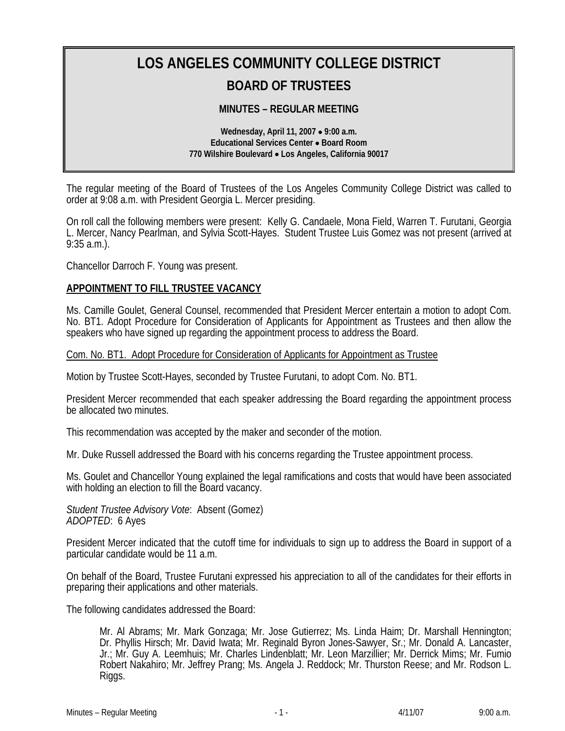# LOS ANGELES COMMUNITY COLLEGE DISTRICT

## BOARD OF TRUSTEES

### MINUTES – REGULAR MEETING

**Wednesday, April 11, 2007 • 9:00 a.m.**
**Educational Services Center • Board Room**
**770 Wilshire Boulevard • Los Angeles, California 90017**

The regular meeting of the Board of Trustees of the Los Angeles Community College District was called to order at 9:08 a.m. with President Georgia L. Mercer presiding.

On roll call the following members were present: Kelly G. Candaele, Mona Field, Warren T. Furutani, Georgia L. Mercer, Nancy Pearlman, and Sylvia Scott-Hayes. Student Trustee Luis Gomez was not present (arrived at 9:35 a.m.).

Chancellor Darroch F. Young was present.

**APPOINTMENT TO FILL TRUSTEE VACANCY**

Ms. Camille Goulet, General Counsel, recommended that President Mercer entertain a motion to adopt Com. No. BT1. Adopt Procedure for Consideration of Applicants for Appointment as Trustees and then allow the speakers who have signed up regarding the appointment process to address the Board.

Com. No. BT1. Adopt Procedure for Consideration of Applicants for Appointment as Trustee

Motion by Trustee Scott-Hayes, seconded by Trustee Furutani, to adopt Com. No. BT1.

President Mercer recommended that each speaker addressing the Board regarding the appointment process be allocated two minutes.

This recommendation was accepted by the maker and seconder of the motion.

Mr. Duke Russell addressed the Board with his concerns regarding the Trustee appointment process.

Ms. Goulet and Chancellor Young explained the legal ramifications and costs that would have been associated with holding an election to fill the Board vacancy.

*Student Trustee Advisory Vote*: Absent (Gomez)
*ADOPTED*: 6 Ayes

President Mercer indicated that the cutoff time for individuals to sign up to address the Board in support of a particular candidate would be 11 a.m.

On behalf of the Board, Trustee Furutani expressed his appreciation to all of the candidates for their efforts in preparing their applications and other materials.

The following candidates addressed the Board:

> Mr. Al Abrams; Mr. Mark Gonzaga; Mr. Jose Gutierrez; Ms. Linda Haim; Dr. Marshall Hennington; Dr. Phyllis Hirsch; Mr. David Iwata; Mr. Reginald Byron Jones-Sawyer, Sr.; Mr. Donald A. Lancaster, Jr.; Mr. Guy A. Leemhuis; Mr. Charles Lindenblatt; Mr. Leon Marzillier; Mr. Derrick Mims; Mr. Fumio Robert Nakahiro; Mr. Jeffrey Prang; Ms. Angela J. Reddock; Mr. Thurston Reese; and Mr. Rodson L. Riggs.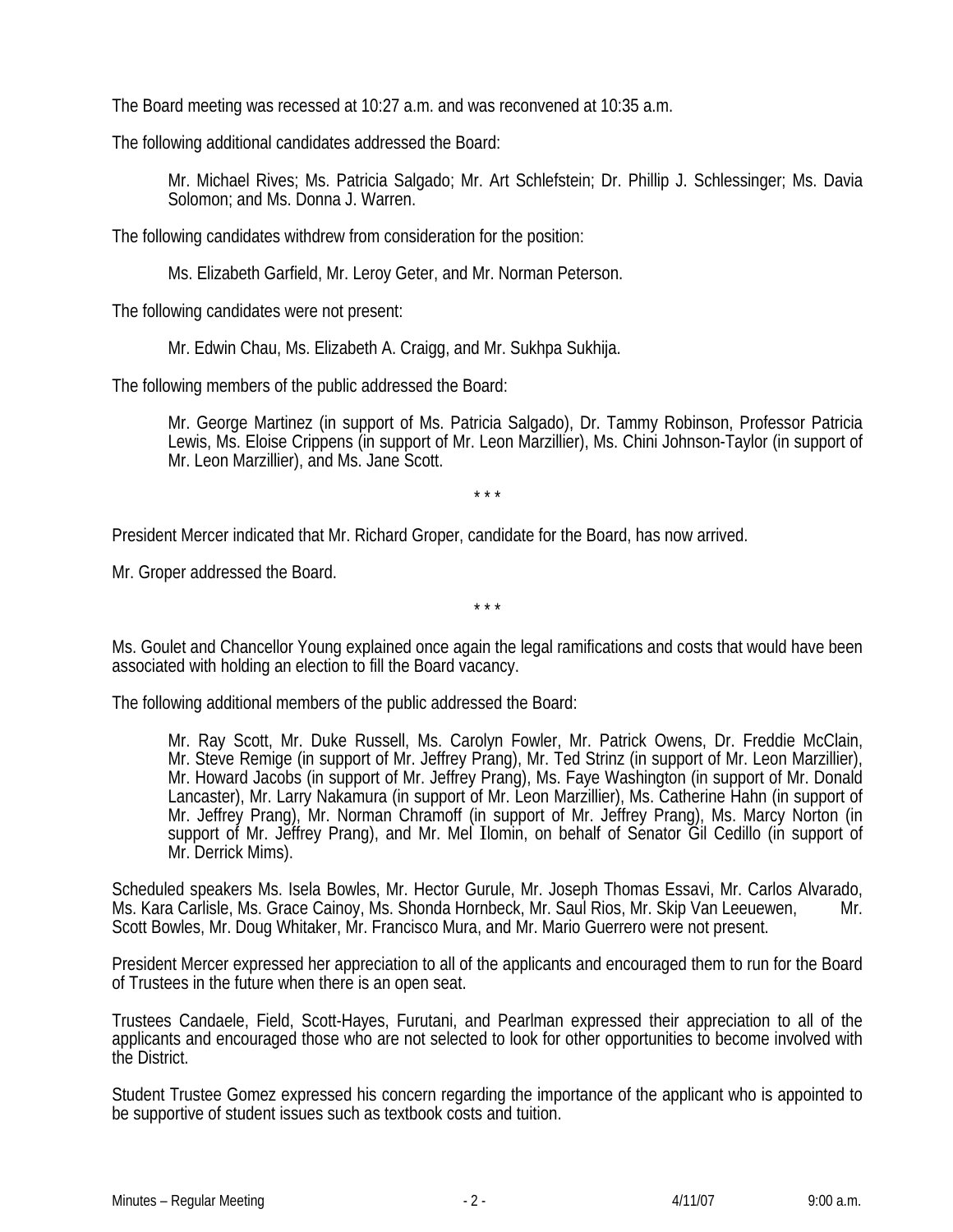The Board meeting was recessed at 10:27 a.m. and was reconvened at 10:35 a.m.

The following additional candidates addressed the Board:

> Mr. Michael Rives; Ms. Patricia Salgado; Mr. Art Schlefstein; Dr. Phillip J. Schlessinger; Ms. Davia Solomon; and Ms. Donna J. Warren.

The following candidates withdrew from consideration for the position:

> Ms. Elizabeth Garfield, Mr. Leroy Geter, and Mr. Norman Peterson.

The following candidates were not present:

> Mr. Edwin Chau, Ms. Elizabeth A. Craigg, and Mr. Sukhpa Sukhija.

The following members of the public addressed the Board:

> Mr. George Martinez (in support of Ms. Patricia Salgado), Dr. Tammy Robinson, Professor Patricia Lewis, Ms. Eloise Crippens (in support of Mr. Leon Marzillier), Ms. Chini Johnson-Taylor (in support of Mr. Leon Marzillier), and Ms. Jane Scott.

\* \* \*

President Mercer indicated that Mr. Richard Groper, candidate for the Board, has now arrived.

Mr. Groper addressed the Board.

\* \* \*

Ms. Goulet and Chancellor Young explained once again the legal ramifications and costs that would have been associated with holding an election to fill the Board vacancy.

The following additional members of the public addressed the Board:

> Mr. Ray Scott, Mr. Duke Russell, Ms. Carolyn Fowler, Mr. Patrick Owens, Dr. Freddie McClain, Mr. Steve Remige (in support of Mr. Jeffrey Prang), Mr. Ted Strinz (in support of Mr. Leon Marzillier), Mr. Howard Jacobs (in support of Mr. Jeffrey Prang), Ms. Faye Washington (in support of Mr. Donald Lancaster), Mr. Larry Nakamura (in support of Mr. Leon Marzillier), Ms. Catherine Hahn (in support of Mr. Jeffrey Prang), Mr. Norman Chramoff (in support of Mr. Jeffrey Prang), Ms. Marcy Norton (in support of Mr. Jeffrey Prang), and Mr. Mel Ilomin, on behalf of Senator Gil Cedillo (in support of Mr. Derrick Mims).

Scheduled speakers Ms. Isela Bowles, Mr. Hector Gurule, Mr. Joseph Thomas Essavi, Mr. Carlos Alvarado, Ms. Kara Carlisle, Ms. Grace Cainoy, Ms. Shonda Hornbeck, Mr. Saul Rios, Mr. Skip Van Leeuewen, Mr. Scott Bowles, Mr. Doug Whitaker, Mr. Francisco Mura, and Mr. Mario Guerrero were not present.

President Mercer expressed her appreciation to all of the applicants and encouraged them to run for the Board of Trustees in the future when there is an open seat.

Trustees Candaele, Field, Scott-Hayes, Furutani, and Pearlman expressed their appreciation to all of the applicants and encouraged those who are not selected to look for other opportunities to become involved with the District.

Student Trustee Gomez expressed his concern regarding the importance of the applicant who is appointed to be supportive of student issues such as textbook costs and tuition.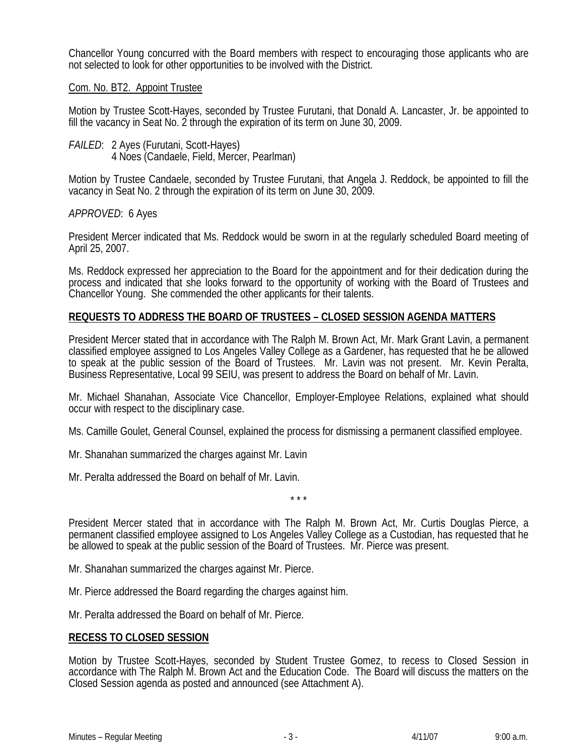Chancellor Young concurred with the Board members with respect to encouraging those applicants who are not selected to look for other opportunities to be involved with the District.

Com. No. BT2. Appoint Trustee

Motion by Trustee Scott-Hayes, seconded by Trustee Furutani, that Donald A. Lancaster, Jr. be appointed to fill the vacancy in Seat No. 2 through the expiration of its term on June 30, 2009.

*FAILED*: 2 Ayes (Furutani, Scott-Hayes)
4 Noes (Candaele, Field, Mercer, Pearlman)

Motion by Trustee Candaele, seconded by Trustee Furutani, that Angela J. Reddock, be appointed to fill the vacancy in Seat No. 2 through the expiration of its term on June 30, 2009.

*APPROVED*: 6 Ayes

President Mercer indicated that Ms. Reddock would be sworn in at the regularly scheduled Board meeting of April 25, 2007.

Ms. Reddock expressed her appreciation to the Board for the appointment and for their dedication during the process and indicated that she looks forward to the opportunity of working with the Board of Trustees and Chancellor Young. She commended the other applicants for their talents.

**REQUESTS TO ADDRESS THE BOARD OF TRUSTEES – CLOSED SESSION AGENDA MATTERS**

President Mercer stated that in accordance with The Ralph M. Brown Act, Mr. Mark Grant Lavin, a permanent classified employee assigned to Los Angeles Valley College as a Gardener, has requested that he be allowed to speak at the public session of the Board of Trustees. Mr. Lavin was not present. Mr. Kevin Peralta, Business Representative, Local 99 SEIU, was present to address the Board on behalf of Mr. Lavin.

Mr. Michael Shanahan, Associate Vice Chancellor, Employer-Employee Relations, explained what should occur with respect to the disciplinary case.

Ms. Camille Goulet, General Counsel, explained the process for dismissing a permanent classified employee.

Mr. Shanahan summarized the charges against Mr. Lavin

Mr. Peralta addressed the Board on behalf of Mr. Lavin.

\* \* \*

President Mercer stated that in accordance with The Ralph M. Brown Act, Mr. Curtis Douglas Pierce, a permanent classified employee assigned to Los Angeles Valley College as a Custodian, has requested that he be allowed to speak at the public session of the Board of Trustees. Mr. Pierce was present.

Mr. Shanahan summarized the charges against Mr. Pierce.

Mr. Pierce addressed the Board regarding the charges against him.

Mr. Peralta addressed the Board on behalf of Mr. Pierce.

**RECESS TO CLOSED SESSION**

Motion by Trustee Scott-Hayes, seconded by Student Trustee Gomez, to recess to Closed Session in accordance with The Ralph M. Brown Act and the Education Code. The Board will discuss the matters on the Closed Session agenda as posted and announced (see Attachment A).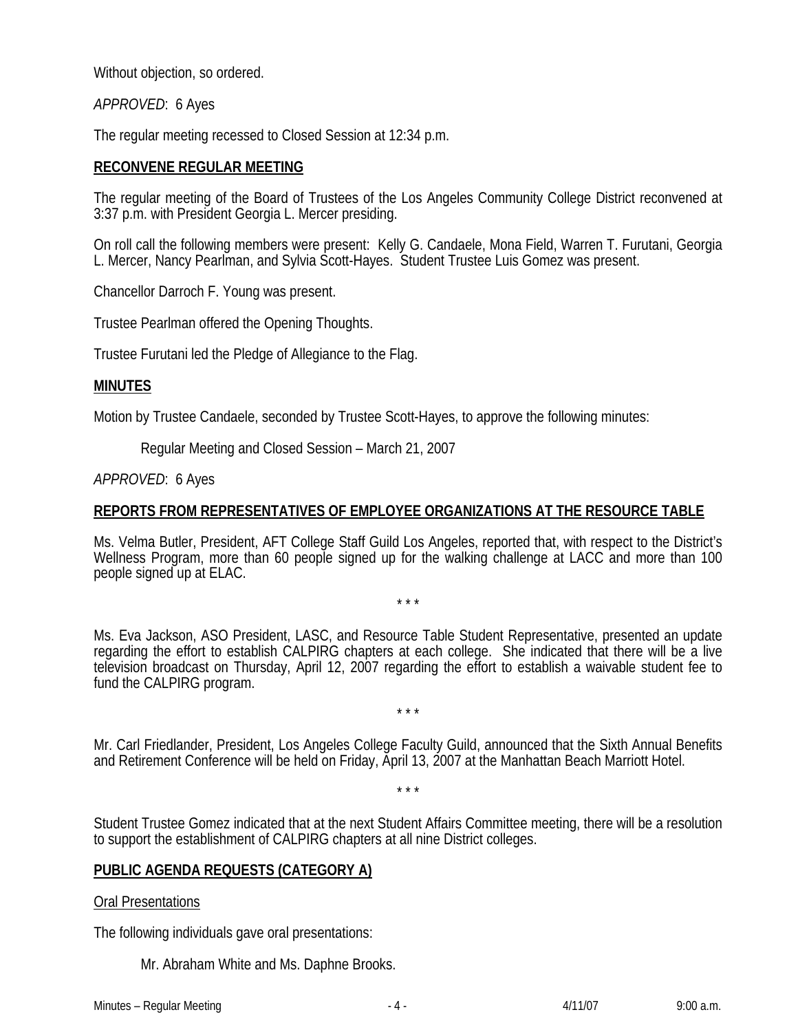Without objection, so ordered.

*APPROVED*: 6 Ayes

The regular meeting recessed to Closed Session at 12:34 p.m.

## RECONVENE REGULAR MEETING

The regular meeting of the Board of Trustees of the Los Angeles Community College District reconvened at 3:37 p.m. with President Georgia L. Mercer presiding.

On roll call the following members were present: Kelly G. Candaele, Mona Field, Warren T. Furutani, Georgia L. Mercer, Nancy Pearlman, and Sylvia Scott-Hayes. Student Trustee Luis Gomez was present.

Chancellor Darroch F. Young was present.

Trustee Pearlman offered the Opening Thoughts.

Trustee Furutani led the Pledge of Allegiance to the Flag.

## MINUTES

Motion by Trustee Candaele, seconded by Trustee Scott-Hayes, to approve the following minutes:

> Regular Meeting and Closed Session – March 21, 2007

*APPROVED*: 6 Ayes

## REPORTS FROM REPRESENTATIVES OF EMPLOYEE ORGANIZATIONS AT THE RESOURCE TABLE

Ms. Velma Butler, President, AFT College Staff Guild Los Angeles, reported that, with respect to the District's Wellness Program, more than 60 people signed up for the walking challenge at LACC and more than 100 people signed up at ELAC.

\* \* \*

Ms. Eva Jackson, ASO President, LASC, and Resource Table Student Representative, presented an update regarding the effort to establish CALPIRG chapters at each college. She indicated that there will be a live television broadcast on Thursday, April 12, 2007 regarding the effort to establish a waivable student fee to fund the CALPIRG program.

\* \* \*

Mr. Carl Friedlander, President, Los Angeles College Faculty Guild, announced that the Sixth Annual Benefits and Retirement Conference will be held on Friday, April 13, 2007 at the Manhattan Beach Marriott Hotel.

\* \* \*

Student Trustee Gomez indicated that at the next Student Affairs Committee meeting, there will be a resolution to support the establishment of CALPIRG chapters at all nine District colleges.

## PUBLIC AGENDA REQUESTS (CATEGORY A)

Oral Presentations

The following individuals gave oral presentations:

> Mr. Abraham White and Ms. Daphne Brooks.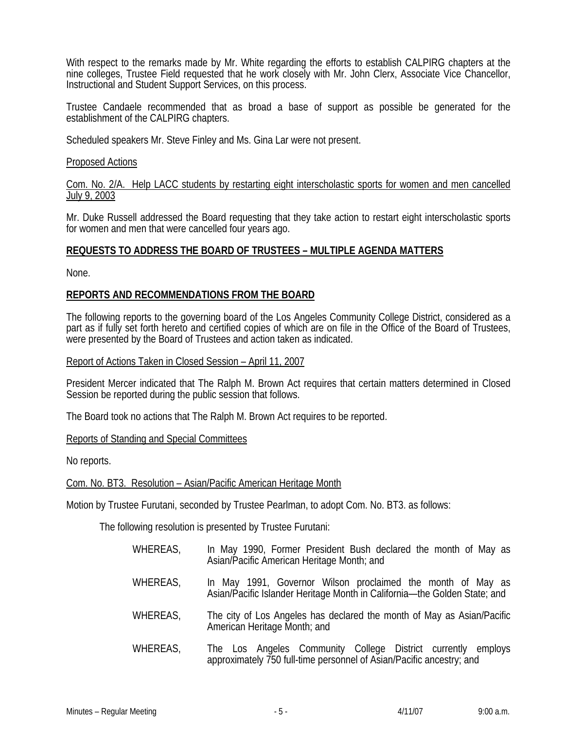With respect to the remarks made by Mr. White regarding the efforts to establish CALPIRG chapters at the nine colleges, Trustee Field requested that he work closely with Mr. John Clerx, Associate Vice Chancellor, Instructional and Student Support Services, on this process.

Trustee Candaele recommended that as broad a base of support as possible be generated for the establishment of the CALPIRG chapters.

Scheduled speakers Mr. Steve Finley and Ms. Gina Lar were not present.

Proposed Actions

Com. No. 2/A. Help LACC students by restarting eight interscholastic sports for women and men cancelled July 9, 2003

Mr. Duke Russell addressed the Board requesting that they take action to restart eight interscholastic sports for women and men that were cancelled four years ago.

**REQUESTS TO ADDRESS THE BOARD OF TRUSTEES – MULTIPLE AGENDA MATTERS**

None.

**REPORTS AND RECOMMENDATIONS FROM THE BOARD**

The following reports to the governing board of the Los Angeles Community College District, considered as a part as if fully set forth hereto and certified copies of which are on file in the Office of the Board of Trustees, were presented by the Board of Trustees and action taken as indicated.

Report of Actions Taken in Closed Session – April 11, 2007

President Mercer indicated that The Ralph M. Brown Act requires that certain matters determined in Closed Session be reported during the public session that follows.

The Board took no actions that The Ralph M. Brown Act requires to be reported.

Reports of Standing and Special Committees

No reports.

Com. No. BT3. Resolution – Asian/Pacific American Heritage Month

Motion by Trustee Furutani, seconded by Trustee Pearlman, to adopt Com. No. BT3. as follows:

The following resolution is presented by Trustee Furutani:

WHEREAS, In May 1990, Former President Bush declared the month of May as Asian/Pacific American Heritage Month; and

WHEREAS, In May 1991, Governor Wilson proclaimed the month of May as Asian/Pacific Islander Heritage Month in California—the Golden State; and

WHEREAS, The city of Los Angeles has declared the month of May as Asian/Pacific American Heritage Month; and

WHEREAS, The Los Angeles Community College District currently employs approximately 750 full-time personnel of Asian/Pacific ancestry; and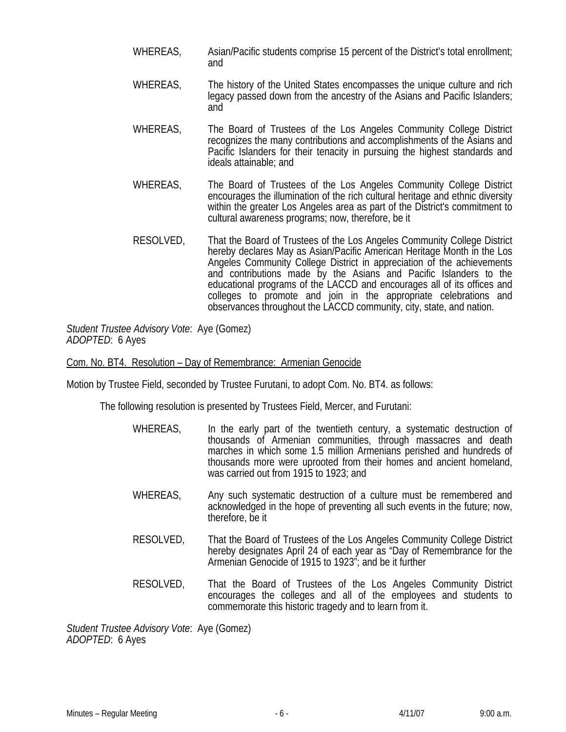WHEREAS, Asian/Pacific students comprise 15 percent of the District's total enrollment; and

WHEREAS, The history of the United States encompasses the unique culture and rich legacy passed down from the ancestry of the Asians and Pacific Islanders; and

WHEREAS, The Board of Trustees of the Los Angeles Community College District recognizes the many contributions and accomplishments of the Asians and Pacific Islanders for their tenacity in pursuing the highest standards and ideals attainable; and

WHEREAS, The Board of Trustees of the Los Angeles Community College District encourages the illumination of the rich cultural heritage and ethnic diversity within the greater Los Angeles area as part of the District's commitment to cultural awareness programs; now, therefore, be it

RESOLVED, That the Board of Trustees of the Los Angeles Community College District hereby declares May as Asian/Pacific American Heritage Month in the Los Angeles Community College District in appreciation of the achievements and contributions made by the Asians and Pacific Islanders to the educational programs of the LACCD and encourages all of its offices and colleges to promote and join in the appropriate celebrations and observances throughout the LACCD community, city, state, and nation.

*Student Trustee Advisory Vote*: Aye (Gomez)
*ADOPTED*: 6 Ayes

Com. No. BT4. Resolution – Day of Remembrance: Armenian Genocide

Motion by Trustee Field, seconded by Trustee Furutani, to adopt Com. No. BT4. as follows:

The following resolution is presented by Trustees Field, Mercer, and Furutani:

WHEREAS, In the early part of the twentieth century, a systematic destruction of thousands of Armenian communities, through massacres and death marches in which some 1.5 million Armenians perished and hundreds of thousands more were uprooted from their homes and ancient homeland, was carried out from 1915 to 1923; and

WHEREAS, Any such systematic destruction of a culture must be remembered and acknowledged in the hope of preventing all such events in the future; now, therefore, be it

RESOLVED, That the Board of Trustees of the Los Angeles Community College District hereby designates April 24 of each year as "Day of Remembrance for the Armenian Genocide of 1915 to 1923"; and be it further

RESOLVED, That the Board of Trustees of the Los Angeles Community District encourages the colleges and all of the employees and students to commemorate this historic tragedy and to learn from it.

*Student Trustee Advisory Vote*: Aye (Gomez)
*ADOPTED*: 6 Ayes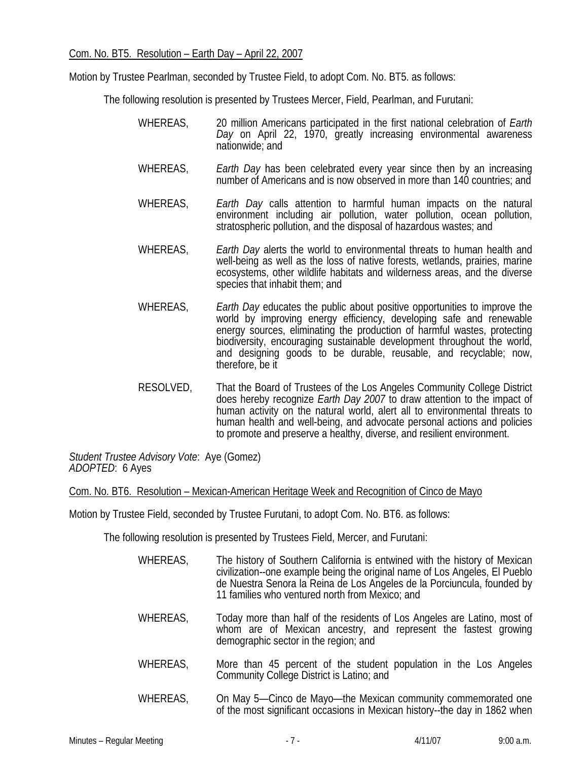Com. No. BT5. Resolution – Earth Day – April 22, 2007

Motion by Trustee Pearlman, seconded by Trustee Field, to adopt Com. No. BT5. as follows:

The following resolution is presented by Trustees Mercer, Field, Pearlman, and Furutani:

WHEREAS, 20 million Americans participated in the first national celebration of *Earth Day* on April 22, 1970, greatly increasing environmental awareness nationwide; and

WHEREAS, *Earth Day* has been celebrated every year since then by an increasing number of Americans and is now observed in more than 140 countries; and

WHEREAS, *Earth Day* calls attention to harmful human impacts on the natural environment including air pollution, water pollution, ocean pollution, stratospheric pollution, and the disposal of hazardous wastes; and

WHEREAS, *Earth Day* alerts the world to environmental threats to human health and well-being as well as the loss of native forests, wetlands, prairies, marine ecosystems, other wildlife habitats and wilderness areas, and the diverse species that inhabit them; and

WHEREAS, *Earth Day* educates the public about positive opportunities to improve the world by improving energy efficiency, developing safe and renewable energy sources, eliminating the production of harmful wastes, protecting biodiversity, encouraging sustainable development throughout the world, and designing goods to be durable, reusable, and recyclable; now, therefore, be it

RESOLVED, That the Board of Trustees of the Los Angeles Community College District does hereby recognize *Earth Day 2007* to draw attention to the impact of human activity on the natural world, alert all to environmental threats to human health and well-being, and advocate personal actions and policies to promote and preserve a healthy, diverse, and resilient environment.

*Student Trustee Advisory Vote*: Aye (Gomez)
*ADOPTED*: 6 Ayes

Com. No. BT6. Resolution – Mexican-American Heritage Week and Recognition of Cinco de Mayo

Motion by Trustee Field, seconded by Trustee Furutani, to adopt Com. No. BT6. as follows:

The following resolution is presented by Trustees Field, Mercer, and Furutani:

WHEREAS, The history of Southern California is entwined with the history of Mexican civilization--one example being the original name of Los Angeles, El Pueblo de Nuestra Senora la Reina de Los Angeles de la Porciuncula, founded by 11 families who ventured north from Mexico; and

WHEREAS, Today more than half of the residents of Los Angeles are Latino, most of whom are of Mexican ancestry, and represent the fastest growing demographic sector in the region; and

WHEREAS, More than 45 percent of the student population in the Los Angeles Community College District is Latino; and

WHEREAS, On May 5—Cinco de Mayo—the Mexican community commemorated one of the most significant occasions in Mexican history--the day in 1862 when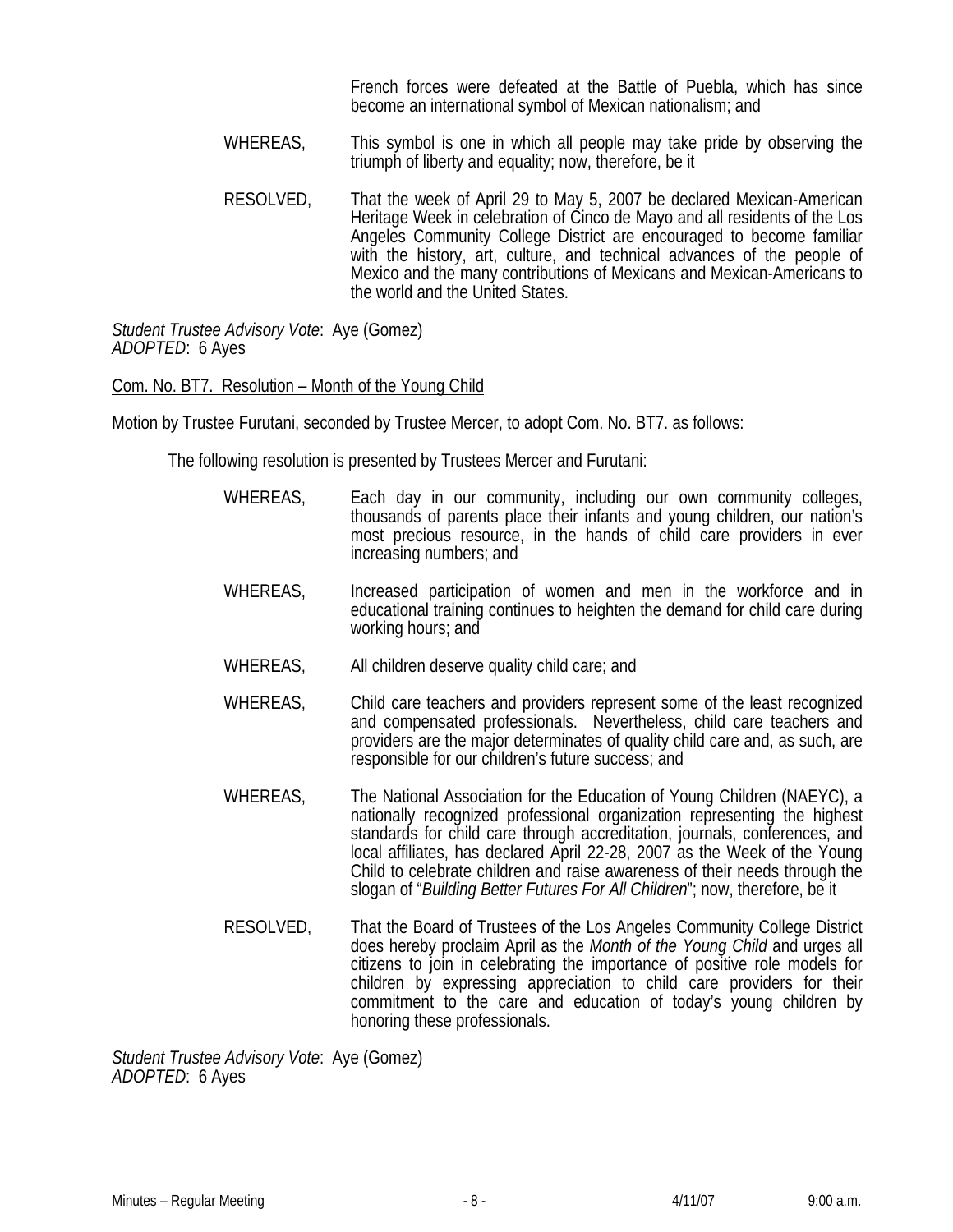French forces were defeated at the Battle of Puebla, which has since become an international symbol of Mexican nationalism; and

WHEREAS, This symbol is one in which all people may take pride by observing the triumph of liberty and equality; now, therefore, be it

RESOLVED, That the week of April 29 to May 5, 2007 be declared Mexican-American Heritage Week in celebration of Cinco de Mayo and all residents of the Los Angeles Community College District are encouraged to become familiar with the history, art, culture, and technical advances of the people of Mexico and the many contributions of Mexicans and Mexican-Americans to the world and the United States.

*Student Trustee Advisory Vote*: Aye (Gomez)
*ADOPTED*: 6 Ayes

Com. No. BT7. Resolution – Month of the Young Child

Motion by Trustee Furutani, seconded by Trustee Mercer, to adopt Com. No. BT7. as follows:

The following resolution is presented by Trustees Mercer and Furutani:

WHEREAS, Each day in our community, including our own community colleges, thousands of parents place their infants and young children, our nation's most precious resource, in the hands of child care providers in ever increasing numbers; and

WHEREAS, Increased participation of women and men in the workforce and in educational training continues to heighten the demand for child care during working hours; and

WHEREAS, All children deserve quality child care; and

WHEREAS, Child care teachers and providers represent some of the least recognized and compensated professionals. Nevertheless, child care teachers and providers are the major determinates of quality child care and, as such, are responsible for our children's future success; and

WHEREAS, The National Association for the Education of Young Children (NAEYC), a nationally recognized professional organization representing the highest standards for child care through accreditation, journals, conferences, and local affiliates, has declared April 22-28, 2007 as the Week of the Young Child to celebrate children and raise awareness of their needs through the slogan of "*Building Better Futures For All Children*"; now, therefore, be it

RESOLVED, That the Board of Trustees of the Los Angeles Community College District does hereby proclaim April as the *Month of the Young Child* and urges all citizens to join in celebrating the importance of positive role models for children by expressing appreciation to child care providers for their commitment to the care and education of today's young children by honoring these professionals.

*Student Trustee Advisory Vote*: Aye (Gomez)
*ADOPTED*: 6 Ayes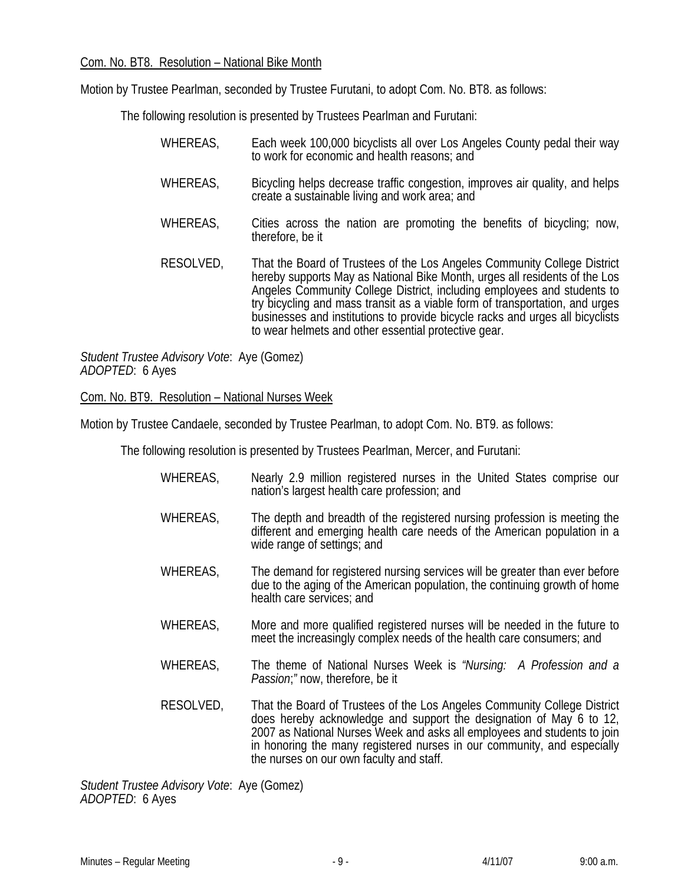Com. No. BT8. Resolution – National Bike Month

Motion by Trustee Pearlman, seconded by Trustee Furutani, to adopt Com. No. BT8. as follows:

The following resolution is presented by Trustees Pearlman and Furutani:

WHEREAS, Each week 100,000 bicyclists all over Los Angeles County pedal their way to work for economic and health reasons; and

WHEREAS, Bicycling helps decrease traffic congestion, improves air quality, and helps create a sustainable living and work area; and

WHEREAS, Cities across the nation are promoting the benefits of bicycling; now, therefore, be it

RESOLVED, That the Board of Trustees of the Los Angeles Community College District hereby supports May as National Bike Month, urges all residents of the Los Angeles Community College District, including employees and students to try bicycling and mass transit as a viable form of transportation, and urges businesses and institutions to provide bicycle racks and urges all bicyclists to wear helmets and other essential protective gear.

*Student Trustee Advisory Vote*: Aye (Gomez)
*ADOPTED*: 6 Ayes

Com. No. BT9. Resolution – National Nurses Week

Motion by Trustee Candaele, seconded by Trustee Pearlman, to adopt Com. No. BT9. as follows:

The following resolution is presented by Trustees Pearlman, Mercer, and Furutani:

WHEREAS, Nearly 2.9 million registered nurses in the United States comprise our nation's largest health care profession; and

WHEREAS, The depth and breadth of the registered nursing profession is meeting the different and emerging health care needs of the American population in a wide range of settings; and

WHEREAS, The demand for registered nursing services will be greater than ever before due to the aging of the American population, the continuing growth of home health care services; and

WHEREAS, More and more qualified registered nurses will be needed in the future to meet the increasingly complex needs of the health care consumers; and

WHEREAS, The theme of National Nurses Week is *"Nursing: A Profession and a Passion;"* now, therefore, be it

RESOLVED, That the Board of Trustees of the Los Angeles Community College District does hereby acknowledge and support the designation of May 6 to 12, 2007 as National Nurses Week and asks all employees and students to join in honoring the many registered nurses in our community, and especially the nurses on our own faculty and staff.

*Student Trustee Advisory Vote*: Aye (Gomez)
*ADOPTED*: 6 Ayes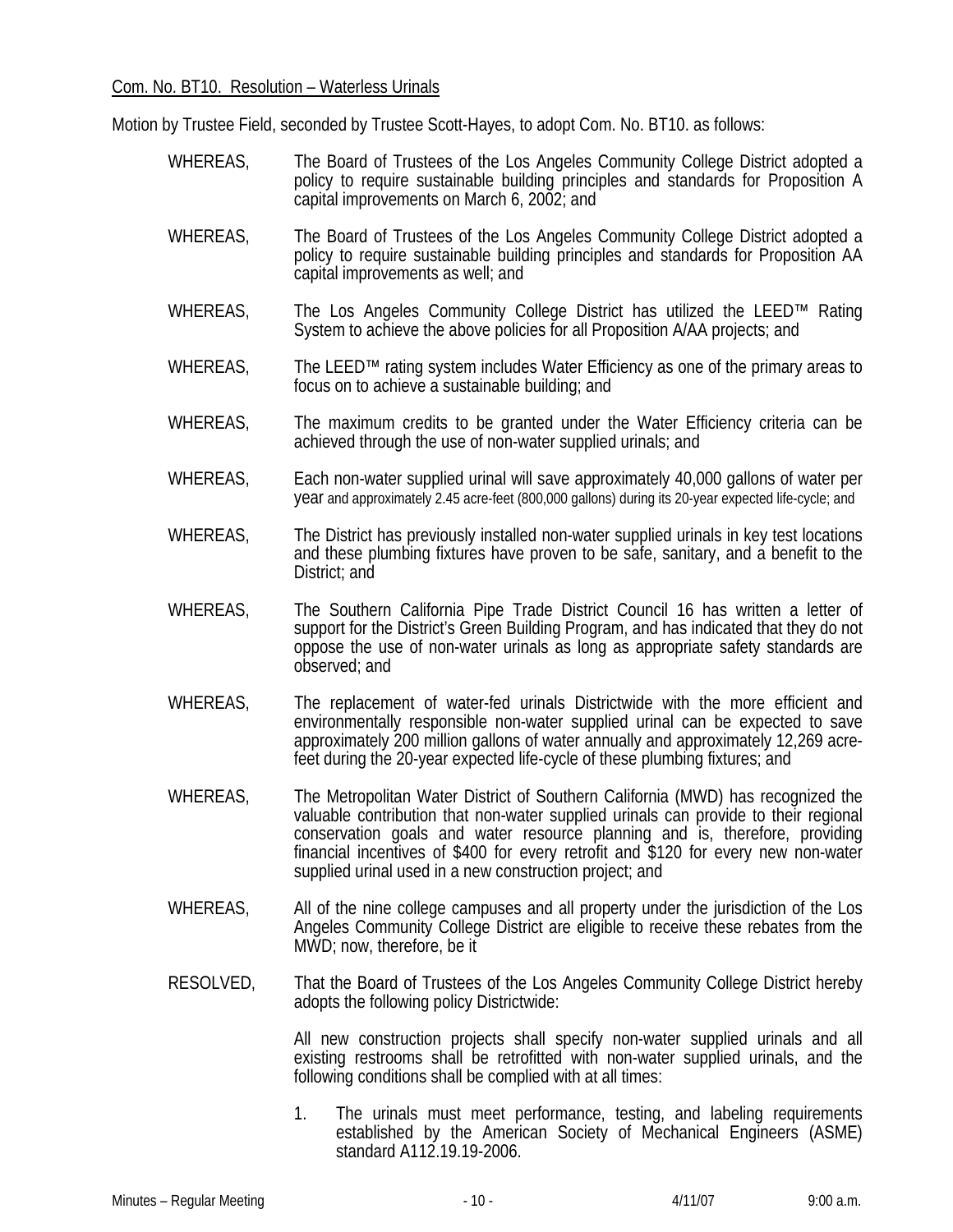Com. No. BT10. Resolution – Waterless Urinals

Motion by Trustee Field, seconded by Trustee Scott-Hayes, to adopt Com. No. BT10. as follows:

WHEREAS, The Board of Trustees of the Los Angeles Community College District adopted a policy to require sustainable building principles and standards for Proposition A capital improvements on March 6, 2002; and

WHEREAS, The Board of Trustees of the Los Angeles Community College District adopted a policy to require sustainable building principles and standards for Proposition AA capital improvements as well; and

WHEREAS, The Los Angeles Community College District has utilized the LEED™ Rating System to achieve the above policies for all Proposition A/AA projects; and

WHEREAS, The LEED™ rating system includes Water Efficiency as one of the primary areas to focus on to achieve a sustainable building; and

WHEREAS, The maximum credits to be granted under the Water Efficiency criteria can be achieved through the use of non-water supplied urinals; and

WHEREAS, Each non-water supplied urinal will save approximately 40,000 gallons of water per year and approximately 2.45 acre-feet (800,000 gallons) during its 20-year expected life-cycle; and

WHEREAS, The District has previously installed non-water supplied urinals in key test locations and these plumbing fixtures have proven to be safe, sanitary, and a benefit to the District; and

WHEREAS, The Southern California Pipe Trade District Council 16 has written a letter of support for the District's Green Building Program, and has indicated that they do not oppose the use of non-water urinals as long as appropriate safety standards are observed; and

WHEREAS, The replacement of water-fed urinals Districtwide with the more efficient and environmentally responsible non-water supplied urinal can be expected to save approximately 200 million gallons of water annually and approximately 12,269 acre-feet during the 20-year expected life-cycle of these plumbing fixtures; and

WHEREAS, The Metropolitan Water District of Southern California (MWD) has recognized the valuable contribution that non-water supplied urinals can provide to their regional conservation goals and water resource planning and is, therefore, providing financial incentives of $400 for every retrofit and $120 for every new non-water supplied urinal used in a new construction project; and

WHEREAS, All of the nine college campuses and all property under the jurisdiction of the Los Angeles Community College District are eligible to receive these rebates from the MWD; now, therefore, be it

RESOLVED, That the Board of Trustees of the Los Angeles Community College District hereby adopts the following policy Districtwide:

All new construction projects shall specify non-water supplied urinals and all existing restrooms shall be retrofitted with non-water supplied urinals, and the following conditions shall be complied with at all times:

1. The urinals must meet performance, testing, and labeling requirements established by the American Society of Mechanical Engineers (ASME) standard A112.19.19-2006.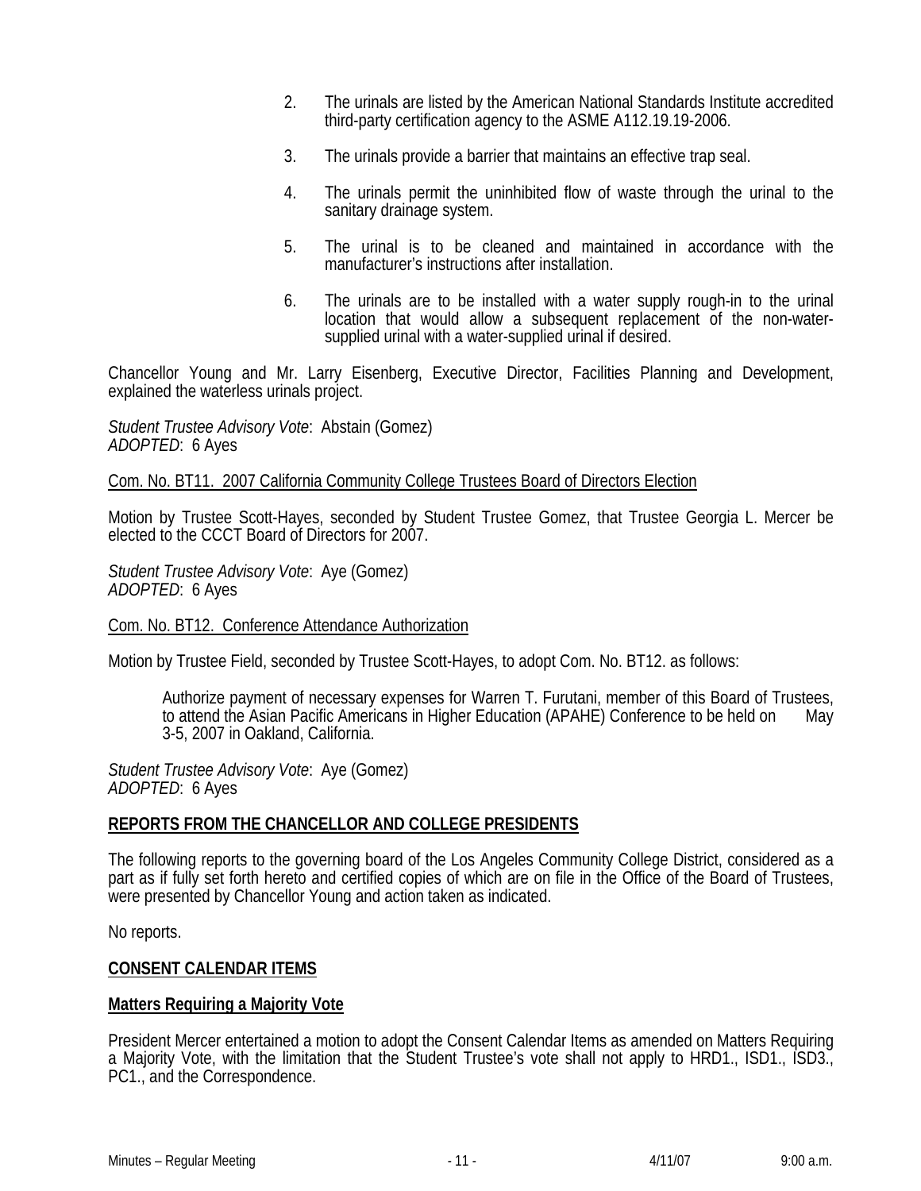2. The urinals are listed by the American National Standards Institute accredited third-party certification agency to the ASME A112.19.19-2006.

3. The urinals provide a barrier that maintains an effective trap seal.

4. The urinals permit the uninhibited flow of waste through the urinal to the sanitary drainage system.

5. The urinal is to be cleaned and maintained in accordance with the manufacturer's instructions after installation.

6. The urinals are to be installed with a water supply rough-in to the urinal location that would allow a subsequent replacement of the non-water-supplied urinal with a water-supplied urinal if desired.

Chancellor Young and Mr. Larry Eisenberg, Executive Director, Facilities Planning and Development, explained the waterless urinals project.

*Student Trustee Advisory Vote*: Abstain (Gomez)
*ADOPTED*: 6 Ayes

<u>Com. No. BT11. 2007 California Community College Trustees Board of Directors Election</u>

Motion by Trustee Scott-Hayes, seconded by Student Trustee Gomez, that Trustee Georgia L. Mercer be elected to the CCCT Board of Directors for 2007.

*Student Trustee Advisory Vote*: Aye (Gomez)
*ADOPTED*: 6 Ayes

<u>Com. No. BT12. Conference Attendance Authorization</u>

Motion by Trustee Field, seconded by Trustee Scott-Hayes, to adopt Com. No. BT12. as follows:

> Authorize payment of necessary expenses for Warren T. Furutani, member of this Board of Trustees, to attend the Asian Pacific Americans in Higher Education (APAHE) Conference to be held on May 3-5, 2007 in Oakland, California.

*Student Trustee Advisory Vote*: Aye (Gomez)
*ADOPTED*: 6 Ayes

**<u>REPORTS FROM THE CHANCELLOR AND COLLEGE PRESIDENTS</u>**

The following reports to the governing board of the Los Angeles Community College District, considered as a part as if fully set forth hereto and certified copies of which are on file in the Office of the Board of Trustees, were presented by Chancellor Young and action taken as indicated.

No reports.

**<u>CONSENT CALENDAR ITEMS</u>**

**<u>Matters Requiring a Majority Vote</u>**

President Mercer entertained a motion to adopt the Consent Calendar Items as amended on Matters Requiring a Majority Vote, with the limitation that the Student Trustee's vote shall not apply to HRD1., ISD1., ISD3., PC1., and the Correspondence.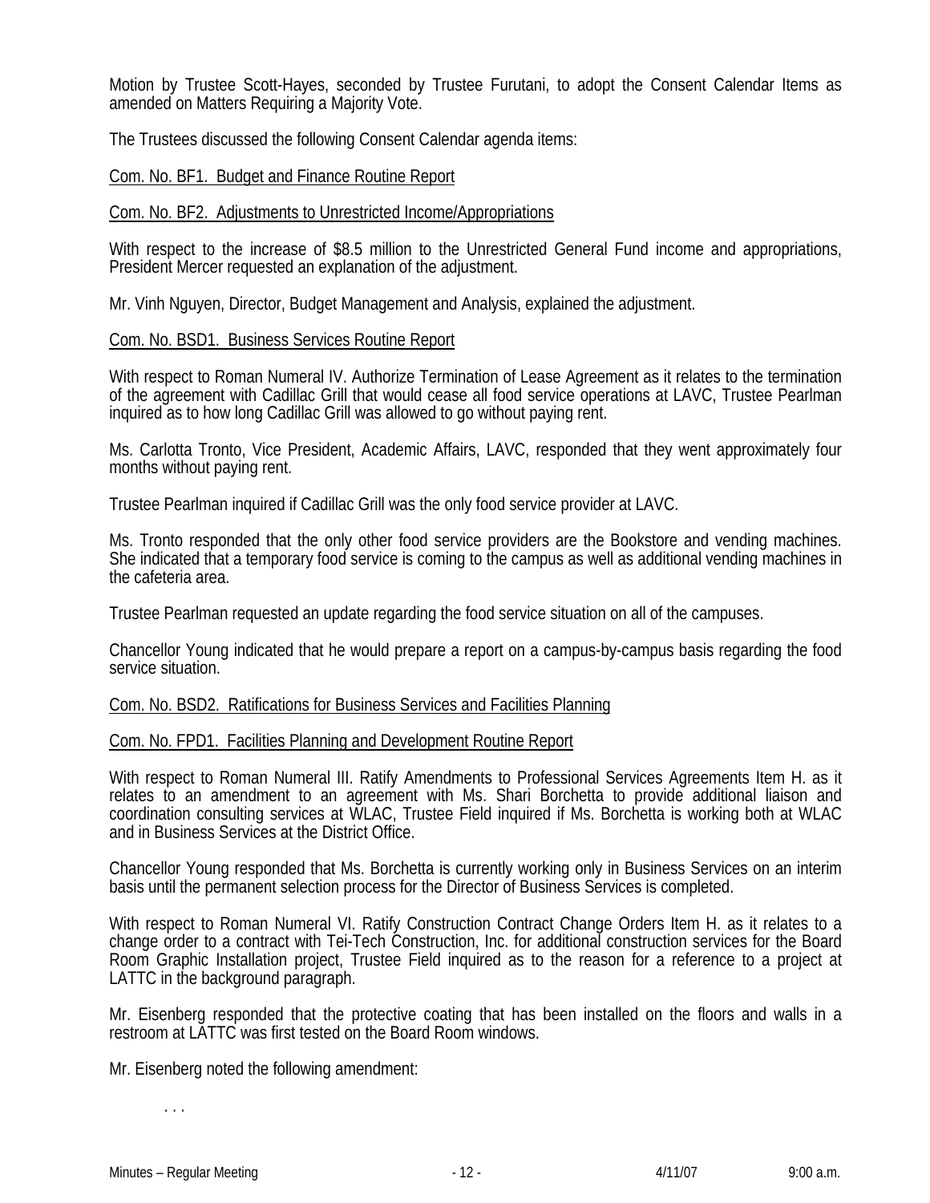Motion by Trustee Scott-Hayes, seconded by Trustee Furutani, to adopt the Consent Calendar Items as amended on Matters Requiring a Majority Vote.

The Trustees discussed the following Consent Calendar agenda items:

Com. No. BF1. Budget and Finance Routine Report

Com. No. BF2. Adjustments to Unrestricted Income/Appropriations

With respect to the increase of $8.5 million to the Unrestricted General Fund income and appropriations, President Mercer requested an explanation of the adjustment.

Mr. Vinh Nguyen, Director, Budget Management and Analysis, explained the adjustment.

Com. No. BSD1. Business Services Routine Report

With respect to Roman Numeral IV. Authorize Termination of Lease Agreement as it relates to the termination of the agreement with Cadillac Grill that would cease all food service operations at LAVC, Trustee Pearlman inquired as to how long Cadillac Grill was allowed to go without paying rent.

Ms. Carlotta Tronto, Vice President, Academic Affairs, LAVC, responded that they went approximately four months without paying rent.

Trustee Pearlman inquired if Cadillac Grill was the only food service provider at LAVC.

Ms. Tronto responded that the only other food service providers are the Bookstore and vending machines. She indicated that a temporary food service is coming to the campus as well as additional vending machines in the cafeteria area.

Trustee Pearlman requested an update regarding the food service situation on all of the campuses.

Chancellor Young indicated that he would prepare a report on a campus-by-campus basis regarding the food service situation.

Com. No. BSD2. Ratifications for Business Services and Facilities Planning

Com. No. FPD1. Facilities Planning and Development Routine Report

With respect to Roman Numeral III. Ratify Amendments to Professional Services Agreements Item H. as it relates to an amendment to an agreement with Ms. Shari Borchetta to provide additional liaison and coordination consulting services at WLAC, Trustee Field inquired if Ms. Borchetta is working both at WLAC and in Business Services at the District Office.

Chancellor Young responded that Ms. Borchetta is currently working only in Business Services on an interim basis until the permanent selection process for the Director of Business Services is completed.

With respect to Roman Numeral VI. Ratify Construction Contract Change Orders Item H. as it relates to a change order to a contract with Tei-Tech Construction, Inc. for additional construction services for the Board Room Graphic Installation project, Trustee Field inquired as to the reason for a reference to a project at LATTC in the background paragraph.

Mr. Eisenberg responded that the protective coating that has been installed on the floors and walls in a restroom at LATTC was first tested on the Board Room windows.

Mr. Eisenberg noted the following amendment:

. . .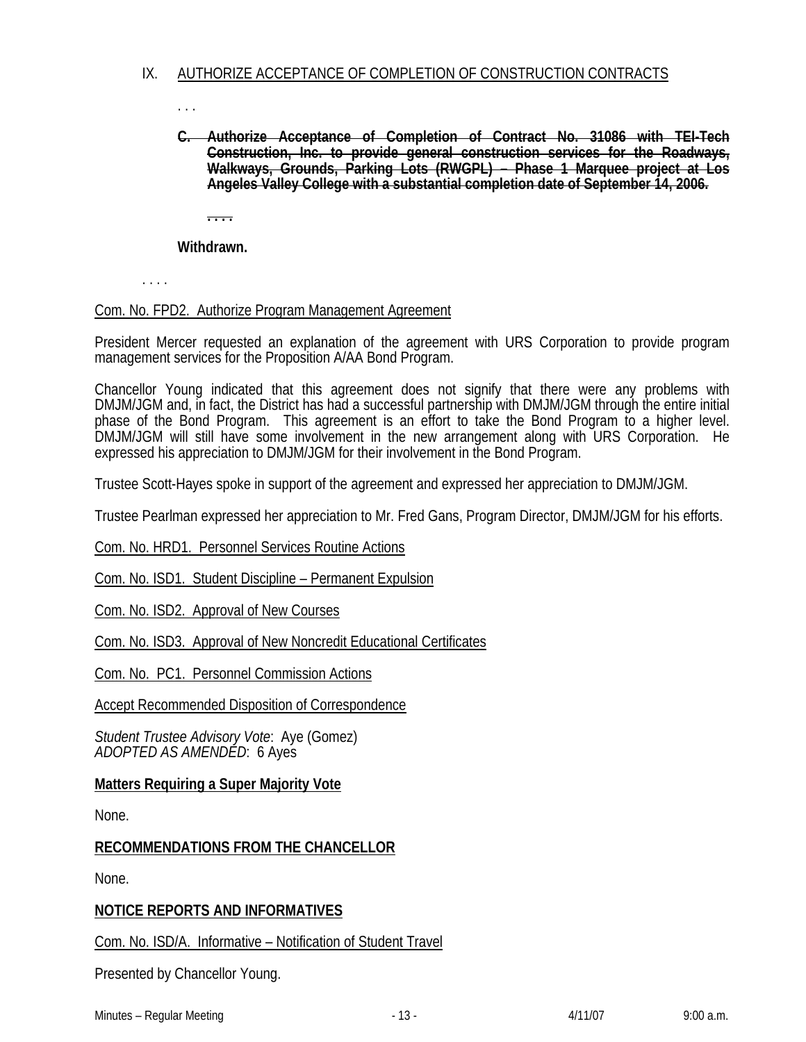IX. AUTHORIZE ACCEPTANCE OF COMPLETION OF CONSTRUCTION CONTRACTS

. . .

~~**C. Authorize Acceptance of Completion of Contract No. 31086 with TEI-Tech Construction, Inc. to provide general construction services for the Roadways, Walkways, Grounds, Parking Lots (RWGPL) – Phase 1 Marquee project at Los Angeles Valley College with a substantial completion date of September 14, 2006.**~~

~~. . . .~~

**Withdrawn.**

. . . .

Com. No. FPD2. Authorize Program Management Agreement

President Mercer requested an explanation of the agreement with URS Corporation to provide program management services for the Proposition A/AA Bond Program.

Chancellor Young indicated that this agreement does not signify that there were any problems with DMJM/JGM and, in fact, the District has had a successful partnership with DMJM/JGM through the entire initial phase of the Bond Program. This agreement is an effort to take the Bond Program to a higher level. DMJM/JGM will still have some involvement in the new arrangement along with URS Corporation. He expressed his appreciation to DMJM/JGM for their involvement in the Bond Program.

Trustee Scott-Hayes spoke in support of the agreement and expressed her appreciation to DMJM/JGM.

Trustee Pearlman expressed her appreciation to Mr. Fred Gans, Program Director, DMJM/JGM for his efforts.

Com. No. HRD1. Personnel Services Routine Actions

Com. No. ISD1. Student Discipline – Permanent Expulsion

Com. No. ISD2. Approval of New Courses

Com. No. ISD3. Approval of New Noncredit Educational Certificates

Com. No. PC1. Personnel Commission Actions

Accept Recommended Disposition of Correspondence

*Student Trustee Advisory Vote*: Aye (Gomez)
*ADOPTED AS AMENDED*: 6 Ayes

**Matters Requiring a Super Majority Vote**

None.

**RECOMMENDATIONS FROM THE CHANCELLOR**

None.

**NOTICE REPORTS AND INFORMATIVES**

Com. No. ISD/A. Informative – Notification of Student Travel

Presented by Chancellor Young.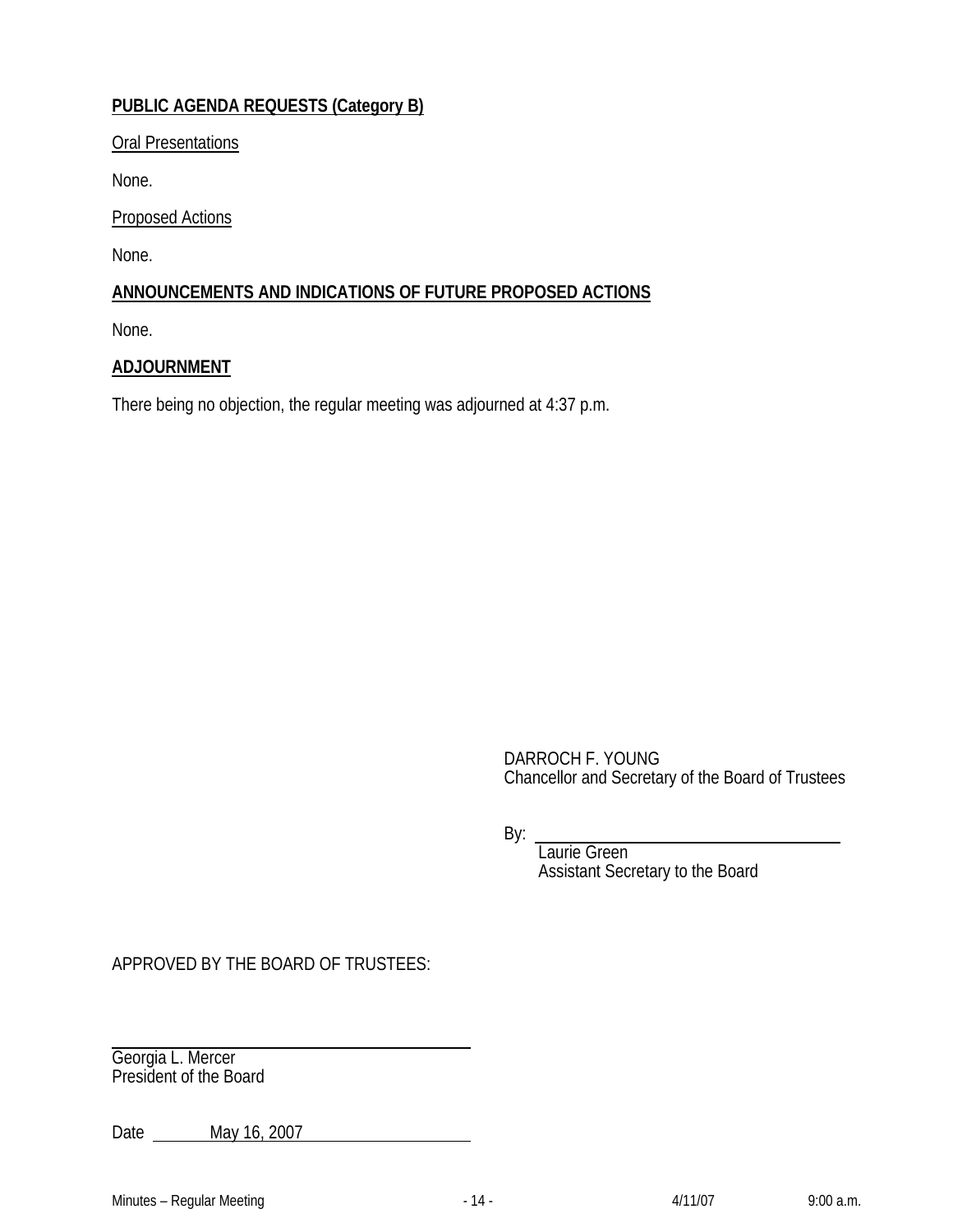**PUBLIC AGENDA REQUESTS (Category B)**

Oral Presentations

None.

Proposed Actions

None.

**ANNOUNCEMENTS AND INDICATIONS OF FUTURE PROPOSED ACTIONS**

None.

**ADJOURNMENT**

There being no objection, the regular meeting was adjourned at 4:37 p.m.

DARROCH F. YOUNG
Chancellor and Secretary of the Board of Trustees

By: ______________________________
Laurie Green
Assistant Secretary to the Board

APPROVED BY THE BOARD OF TRUSTEES:

______________________________
Georgia L. Mercer
President of the Board

Date May 16, 2007